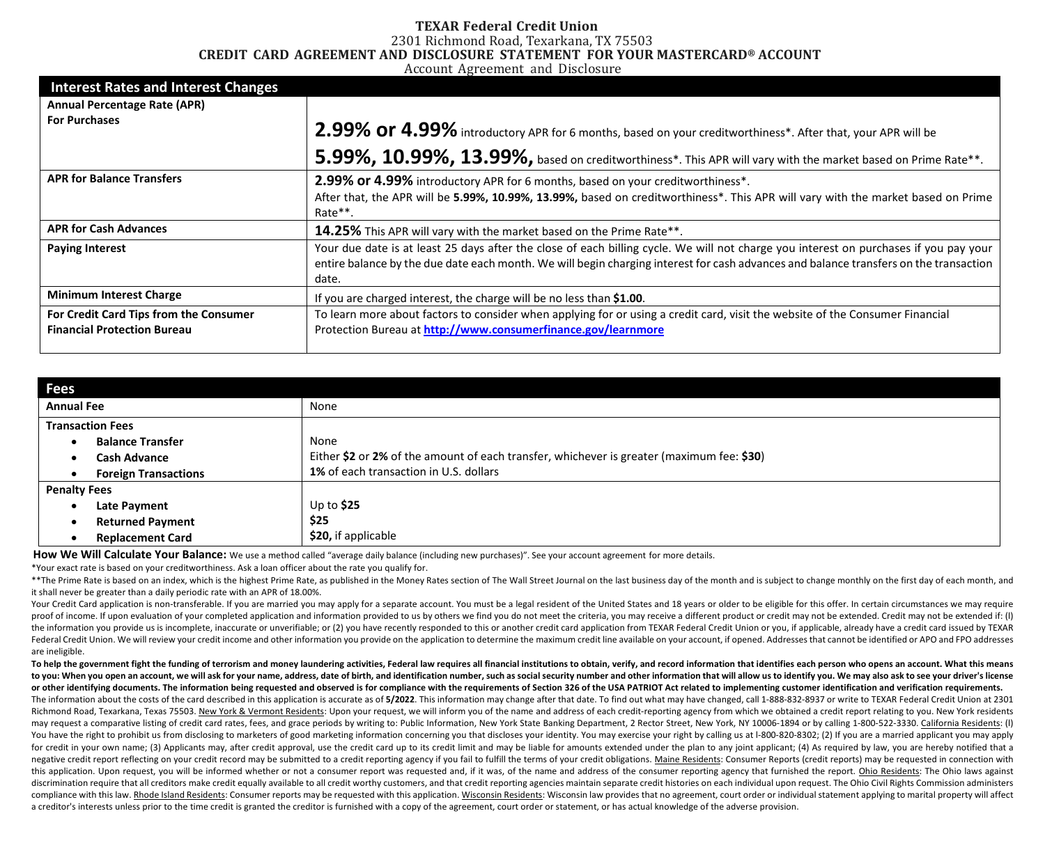# TEXAR Federal Credit Union

2301 Richmond Road, Texarkana, TX 75503

**CREDIT CARD AGREEMENT AND DISCLOSURE STATEMENT FOR YOUR MASTERCARD® ACCOUNT**

Account Agreement and Disclosure

| Interest Rates and Interest Changes | |
|---|---|
| **Annual Percentage Rate (APR) For Purchases** | **2.99% or 4.99%** introductory APR for 6 months, based on your creditworthiness*. After that, your APR will be **5.99%, 10.99%, 13.99%,** based on creditworthiness*. This APR will vary with the market based on Prime Rate**. |
| **APR for Balance Transfers** | **2.99% or 4.99%** introductory APR for 6 months, based on your creditworthiness*. After that, the APR will be **5.99%, 10.99%, 13.99%,** based on creditworthiness*. This APR will vary with the market based on Prime Rate**. |
| **APR for Cash Advances** | **14.25%** This APR will vary with the market based on the Prime Rate**. |
| **Paying Interest** | Your due date is at least 25 days after the close of each billing cycle. We will not charge you interest on purchases if you pay your entire balance by the due date each month. We will begin charging interest for cash advances and balance transfers on the transaction date. |
| **Minimum Interest Charge** | If you are charged interest, the charge will be no less than **$1.00**. |
| **For Credit Card Tips from the Consumer Financial Protection Bureau** | To learn more about factors to consider when applying for or using a credit card, visit the website of the Consumer Financial Protection Bureau at **http://www.consumerfinance.gov/learnmore** |

| Fees | |
|---|---|
| **Annual Fee** | None |
| **Transaction Fees** | |
| • **Balance Transfer** | None |
| • **Cash Advance** | Either **$2** or **2%** of the amount of each transfer, whichever is greater (maximum fee: **$30**) |
| • **Foreign Transactions** | **1%** of each transaction in U.S. dollars |
| **Penalty Fees** | |
| • **Late Payment** | Up to **$25** |
| • **Returned Payment** | **$25** |
| • **Replacement Card** | **$20,** if applicable |

**How We Will Calculate Your Balance:** We use a method called "average daily balance (including new purchases)". See your account agreement for more details.

*Your exact rate is based on your creditworthiness. Ask a loan officer about the rate you qualify for.

**The Prime Rate is based on an index, which is the highest Prime Rate, as published in the Money Rates section of The Wall Street Journal on the last business day of the month and is subject to change monthly on the first day of each month, and it shall never be greater than a daily periodic rate with an APR of 18.00%.

Your Credit Card application is non-transferable. If you are married you may apply for a separate account. You must be a legal resident of the United States and 18 years or older to be eligible for this offer. In certain circumstances we may require proof of income. If upon evaluation of your completed application and information provided to us by others we find you do not meet the criteria, you may receive a different product or credit may not be extended. Credit may not be extended if: (l) the information you provide us is incomplete, inaccurate or unverifiable; or (2) you have recently responded to this or another credit card application from TEXAR Federal Credit Union or you, if applicable, already have a credit card issued by TEXAR Federal Credit Union. We will review your credit income and other information you provide on the application to determine the maximum credit line available on your account, if opened. Addresses that cannot be identified or APO and FPO addresses are ineligible.

**To help the government fight the funding of terrorism and money laundering activities, Federal law requires all financial institutions to obtain, verify, and record information that identifies each person who opens an account. What this means to you: When you open an account, we will ask for your name, address, date of birth, and identification number, such as social security number and other information that will allow us to identify you. We may also ask to see your driver's license or other identifying documents. The information being requested and observed is for compliance with the requirements of Section 326 of the USA PATRIOT Act related to implementing customer identification and verification requirements.**

The information about the costs of the card described in this application is accurate as of **5/2022**. This information may change after that date. To find out what may have changed, call 1-888-832-8937 or write to TEXAR Federal Credit Union at 2301 Richmond Road, Texarkana, Texas 75503. New York & Vermont Residents: Upon your request, we will inform you of the name and address of each credit-reporting agency from which we obtained a credit report relating to you. New York residents may request a comparative listing of credit card rates, fees, and grace periods by writing to: Public Information, New York State Banking Department, 2 Rector Street, New York, NY 10006-1894 or by calling 1-800-522-3330. California Residents: (l) You have the right to prohibit us from disclosing to marketers of good marketing information concerning you that discloses your identity. You may exercise your right by calling us at l-800-820-8302; (2) If you are a married applicant you may apply for credit in your own name; (3) Applicants may, after credit approval, use the credit card up to its credit limit and may be liable for amounts extended under the plan to any joint applicant; (4) As required by law, you are hereby notified that a negative credit report reflecting on your credit record may be submitted to a credit reporting agency if you fail to fulfill the terms of your credit obligations. Maine Residents: Consumer Reports (credit reports) may be requested in connection with this application. Upon request, you will be informed whether or not a consumer report was requested and, if it was, of the name and address of the consumer reporting agency that furnished the report. Ohio Residents: The Ohio laws against discrimination require that all creditors make credit equally available to all credit worthy customers, and that credit reporting agencies maintain separate credit histories on each individual upon request. The Ohio Civil Rights Commission administers compliance with this law. Rhode Island Residents: Consumer reports may be requested with this application. Wisconsin Residents: Wisconsin law provides that no agreement, court order or individual statement applying to marital property will affect a creditor's interests unless prior to the time credit is granted the creditor is furnished with a copy of the agreement, court order or statement, or has actual knowledge of the adverse provision.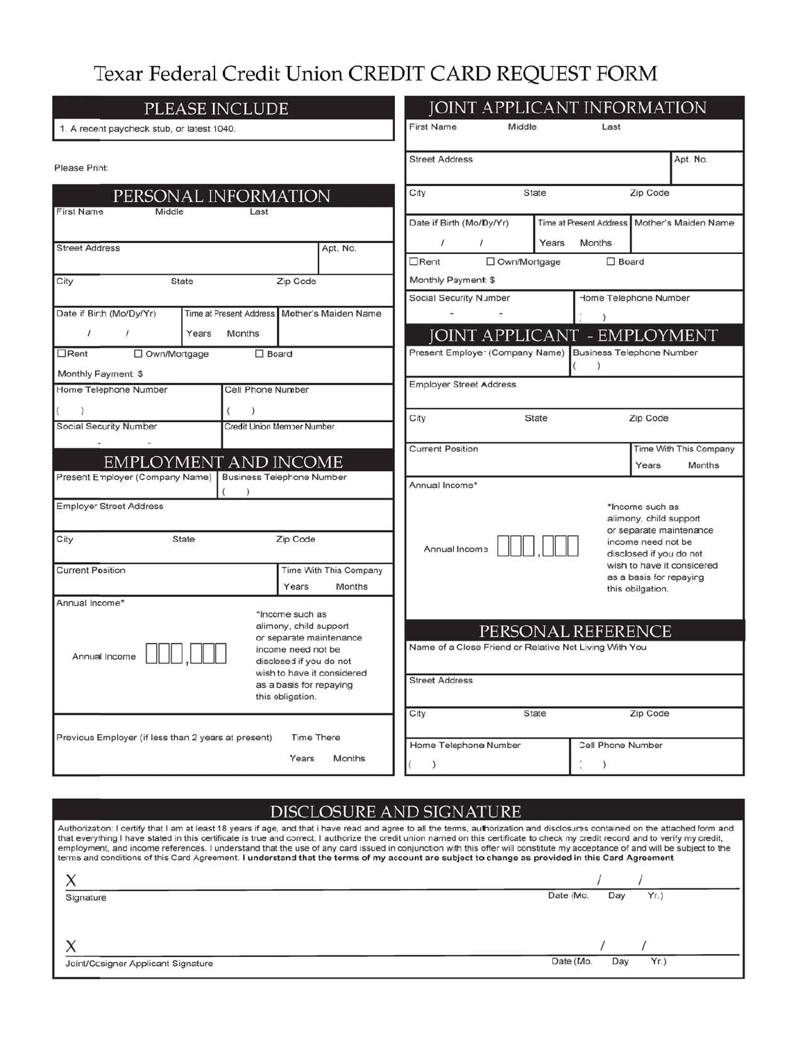# Texar Federal Credit Union CREDIT CARD REQUEST FORM

## PLEASE INCLUDE

1. A recent paycheck stub, or latest 1040.

Please Print:

## PERSONAL INFORMATION

First Name | Middle | Last

Street Address | Apt. No.

City | State | Zip Code

Date if Birth (Mo/Dy/Yr) / / | Time at Present Address Years Months | Mother's Maiden Name

☐ Rent ☐ Own/Mortgage ☐ Board

Monthly Payment: $

Home Telephone Number ( ) | Cell Phone Number ( )

Social Security Number - - | Credit Union Member Number

## EMPLOYMENT AND INCOME

Present Employer (Company Name) | Business Telephone Number ( )

Employer Street Address

City | State | Zip Code

Current Position | Time With This Company Years Months

Annual Income*

Annual Income ☐☐☐,☐☐☐

*Income such as alimony, child support or separate maintenance income need not be disclosed if you do not wish to have it considered as a basis for repaying this obligation.

Previous Employer (if less than 2 years at present) | Time There Years Months

## JOINT APPLICANT INFORMATION

First Name | Middle | Last

Street Address | Apt. No.

City | State | Zip Code

Date if Birth (Mo/Dy/Yr) / / | Time at Present Address Years Months | Mother's Maiden Name

☐ Rent ☐ Own/Mortgage ☐ Board

Monthly Payment: $

Social Security Number - - | Home Telephone Number ( )

## JOINT APPLICANT - EMPLOYMENT

Present Employer (Company Name) | Business Telephone Number ( )

Employer Street Address

City | State | Zip Code

Current Position | Time With This Company Years Months

Annual Income*

Annual Income ☐☐☐,☐☐☐

*Income such as alimony, child support or separate maintenance income need not be disclosed if you do not wish to have it considered as a basis for repaying this obilgation.

## PERSONAL REFERENCE

Name of a Close Friend or Relative Not Living With You

Street Address

City | State | Zip Code

Home Telephone Number ( ) | Cell Phone Number ( )

## DISCLOSURE AND SIGNATURE

Authorization: I certify that I am at least 18 years if age, and that i have read and agree to all the terms, authorization and disclosures contained on the attached form and that everything I have stated in this certificate is true and correct. I authorize the credit union named on this certificate to check my credit record and to verify my credit, employment, and income references. I understand that the use of any card issued in conjunction with this offer will constitute my acceptance of and will be subject to the terms and conditions of this Card Agreement. **I understand that the terms of my account are subject to change as provided in this Card Agreement**

X ______________________________ / /

Signature | Date (Mo. Day Yr.)

X ______________________________ / /

Joint/Cosigner Applicant Signature | Date (Mo. Day Yr.)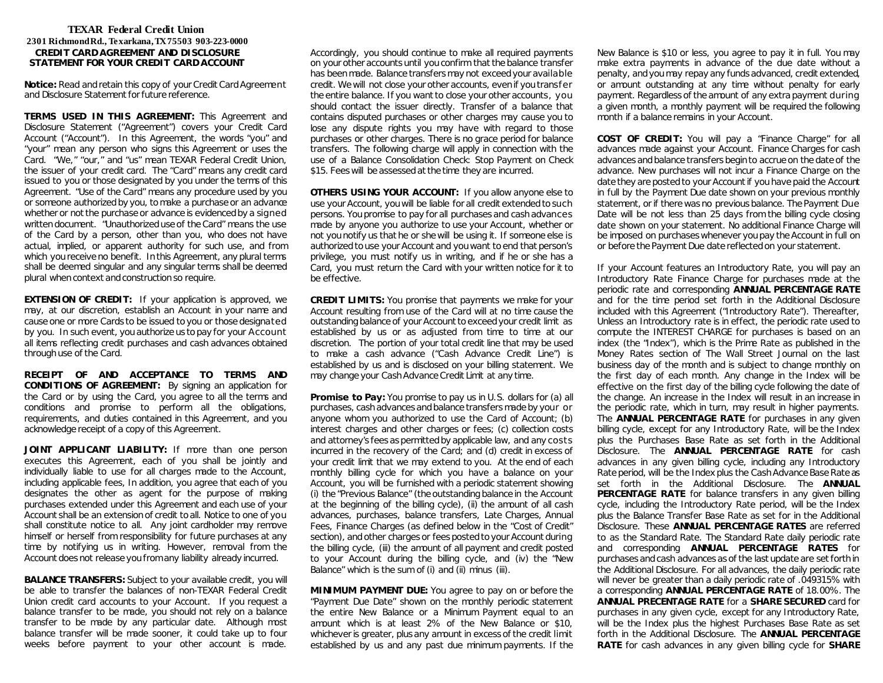**TEXAR Federal Credit Union**
**2301 Richmond Rd., Texarkana, TX 75503 903-223-0000**

# CREDIT CARD AGREEMENT AND DISCLOSURE STATEMENT FOR YOUR CREDIT CARD ACCOUNT

**Notice:** Read and retain this copy of your Credit Card Agreement and Disclosure Statement for future reference.

**TERMS USED IN THIS AGREEMENT:** This Agreement and Disclosure Statement ("Agreement") covers your Credit Card Account ("Account"). In this Agreement, the words "you" and "your" mean any person who signs this Agreement or uses the Card. "We," "our," and "us" mean TEXAR Federal Credit Union, the issuer of your credit card. The "Card" means any credit card issued to you or those designated by you under the terms of this Agreement. "Use of the Card" means any procedure used by you or someone authorized by you, to make a purchase or an advance whether or not the purchase or advance is evidenced by a signed written document. "Unauthorized use of the Card" means the use of the Card by a person, other than you, who does not have actual, implied, or apparent authority for such use, and from which you receive no benefit. In this Agreement, any plural terms shall be deemed singular and any singular terms shall be deemed plural when context and construction so require.

**EXTENSION OF CREDIT:** If your application is approved, we may, at our discretion, establish an Account in your name and cause one or more Cards to be issued to you or those designated by you. In such event, you authorize us to pay for your Account all items reflecting credit purchases and cash advances obtained through use of the Card.

**RECEIPT OF AND ACCEPTANCE TO TERMS AND CONDITIONS OF AGREEMENT:** By signing an application for the Card or by using the Card, you agree to all the terms and conditions and promise to perform all the obligations, requirements, and duties contained in this Agreement, and you acknowledge receipt of a copy of this Agreement.

**JOINT APPLICANT LIABILITY:** If more than one person executes this Agreement, each of you shall be jointly and individually liable to use for all charges made to the Account, including applicable fees, In addition, you agree that each of you designates the other as agent for the purpose of making purchases extended under this Agreement and each use of your Account shall be an extension of credit to all. Notice to one of you shall constitute notice to all. Any joint cardholder may remove himself or herself from responsibility for future purchases at any time by notifying us in writing. However, removal from the Account does not release you from any liability already incurred.

**BALANCE TRANSFERS:** Subject to your available credit, you will be able to transfer the balances of non-TEXAR Federal Credit Union credit card accounts to your Account. If you request a balance transfer to be made, you should not rely on a balance transfer to be made by any particular date. Although most balance transfer will be made sooner, it could take up to four weeks before payment to your other account is made. Accordingly, you should continue to make all required payments on your other accounts until you confirm that the balance transfer has been made. Balance transfers may not exceed your available credit. We will not close your other accounts, even if you transfer the entire balance. If you want to close your other accounts, you should contact the issuer directly. Transfer of a balance that contains disputed purchases or other charges may cause you to lose any dispute rights you may have with regard to those purchases or other charges. There is no grace period for balance transfers. The following charge will apply in connection with the use of a Balance Consolidation Check: Stop Payment on Check $15. Fees will be assessed at the time they are incurred.

**OTHERS USING YOUR ACCOUNT:** If you allow anyone else to use your Account, you will be liable for all credit extended to such persons. You promise to pay for all purchases and cash advances made by anyone you authorize to use your Account, whether or not you notify us that he or she will be using it. If someone else is authorized to use your Account and you want to end that person's privilege, you must notify us in writing, and if he or she has a Card, you must return the Card with your written notice for it to be effective.

**CREDIT LIMITS:** You promise that payments we make for your Account resulting from use of the Card will at no time cause the outstanding balance of your Account to exceed your credit limit as established by us or as adjusted from time to time at our discretion. The portion of your total credit line that may be used to make a cash advance ("Cash Advance Credit Line") is established by us and is disclosed on your billing statement. We may change your Cash Advance Credit Limit at any time.

**Promise to Pay:** You promise to pay us in U.S. dollars for (a) all purchases, cash advances and balance transfers made by your or anyone whom you authorized to use the Card of Account; (b) interest charges and other charges or fees; (c) collection costs and attorney's fees as permitted by applicable law, and any costs incurred in the recovery of the Card; and (d) credit in excess of your credit limit that we may extend to you. At the end of each monthly billing cycle for which you have a balance on your Account, you will be furnished with a periodic statement showing (i) the "Previous Balance" (the outstanding balance in the Account at the beginning of the billing cycle), (ii) the amount of all cash advances, purchases, balance transfers, Late Charges, Annual Fees, Finance Charges (as defined below in the "Cost of Credit" section), and other charges or fees posted to your Account during the billing cycle, (iii) the amount of all payment and credit posted to your Account during the billing cycle, and (iv) the "New Balance" which is the sum of (i) and (ii) minus (iii).

**MINIMUM PAYMENT DUE:** You agree to pay on or before the "Payment Due Date" shown on the monthly periodic statement the entire New Balance or a Minimum Payment equal to an amount which is at least 2% of the New Balance or $10, whichever is greater, plus any amount in excess of the credit limit established by us and any past due minimum payments. If the New Balance is $10 or less, you agree to pay it in full. You may make extra payments in advance of the due date without a penalty, and you may repay any funds advanced, credit extended, or amount outstanding at any time without penalty for early payment. Regardless of the amount of any extra payment during a given month, a monthly payment will be required the following month if a balance remains in your Account.

**COST OF CREDIT:** You will pay a "Finance Charge" for all advances made against your Account. Finance Charges for cash advances and balance transfers begin to accrue on the date of the advance. New purchases will not incur a Finance Charge on the date they are posted to your Account if you have paid the Account in full by the Payment Due date shown on your previous monthly statement, or if there was no previous balance. The Payment Due Date will be not less than 25 days from the billing cycle closing date shown on your statement. No additional Finance Charge will be imposed on purchases whenever you pay the Account in full on or before the Payment Due date reflected on your statement.

If your Account features an Introductory Rate, you will pay an Introductory Rate Finance Charge for purchases made at the periodic rate and corresponding **ANNUAL PERCENTAGE RATE** and for the time period set forth in the Additional Disclosure included with this Agreement ("Introductory Rate"). Thereafter, Unless an Introductory rate is in effect, the periodic rate used to compute the INTEREST CHARGE for purchases is based on an index (the "Index"), which is the Prime Rate as published in the Money Rates section of The Wall Street Journal on the last business day of the month and is subject to change monthly on the first day of each month. Any change in the Index will be effective on the first day of the billing cycle following the date of the change. An increase in the Index will result in an increase in the periodic rate, which in turn, may result in higher payments. The **ANNUAL PERCENTAGE RATE** for purchases in any given billing cycle, except for any Introductory Rate, will be the Index plus the Purchases Base Rate as set forth in the Additional Disclosure. The **ANNUAL PERCENTAGE RATE** for cash advances in any given billing cycle, including any Introductory Rate period, will be the Index plus the Cash Advance Base Rate as set forth in the Additional Disclosure. The **ANNUAL PERCENTAGE RATE** for balance transfers in any given billing cycle, including the Introductory Rate period, will be the Index plus the Balance Transfer Base Rate as set for in the Additional Disclosure. These **ANNUAL PERCENTAGE RATES** are referred to as the Standard Rate. The Standard Rate daily periodic rate and corresponding **ANNUAL PERCENTAGE RATES** for purchases and cash advances as of the last update are set forth in the Additional Disclosure. For all advances, the daily periodic rate will never be greater than a daily periodic rate of .049315% with a corresponding **ANNUAL PERCENTAGE RATE** of 18.00%. The **ANNUAL PRECENTAGE RATE** for a **SHARE SECURED** card for purchases in any given cycle, except for any Introductory Rate, will be the Index plus the highest Purchases Base Rate as set forth in the Additional Disclosure. The **ANNUAL PERCENTAGE RATE** for cash advances in any given billing cycle for **SHARE**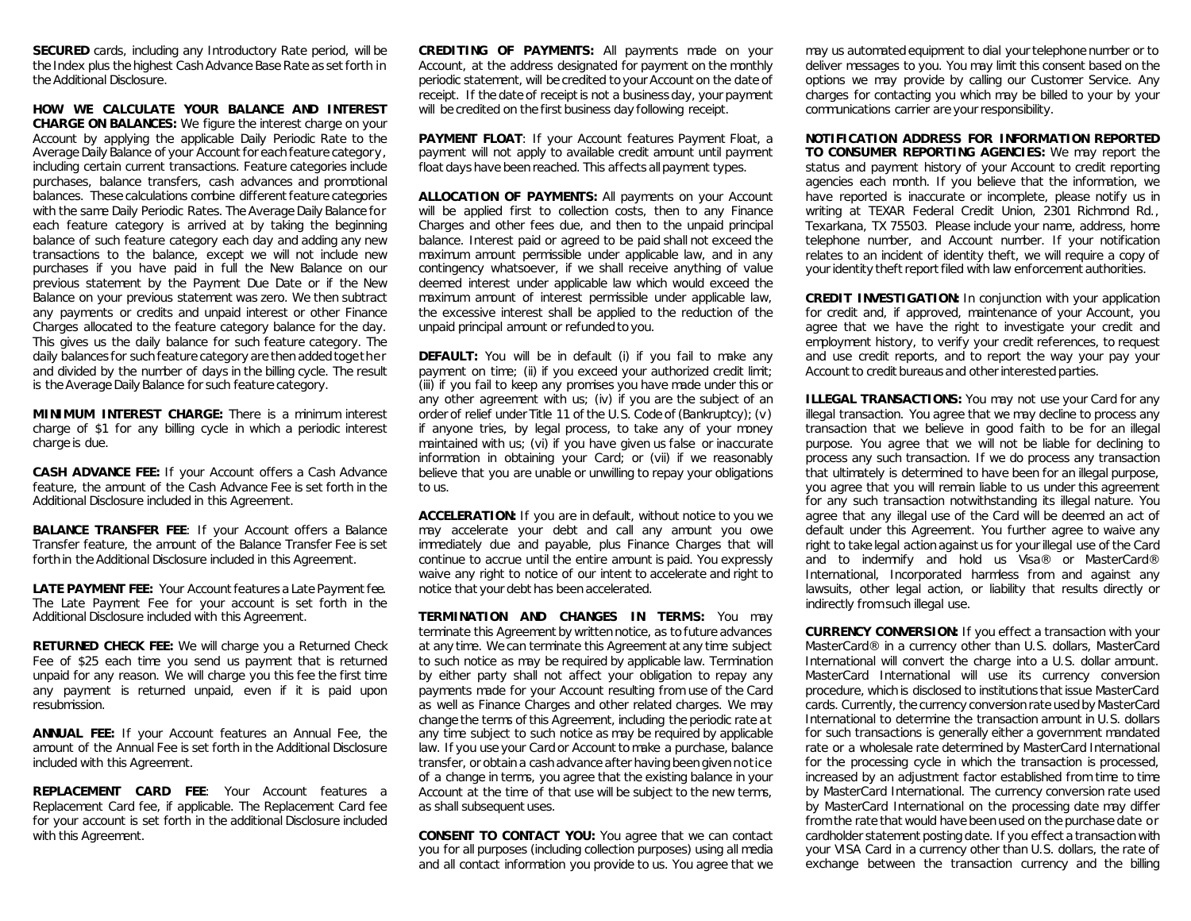**SECURED** cards, including any Introductory Rate period, will be the Index plus the highest Cash Advance Base Rate as set forth in the Additional Disclosure.

**HOW WE CALCULATE YOUR BALANCE AND INTEREST CHARGE ON BALANCES:** We figure the interest charge on your Account by applying the applicable Daily Periodic Rate to the Average Daily Balance of your Account for each feature category, including certain current transactions. Feature categories include purchases, balance transfers, cash advances and promotional balances. These calculations combine different feature categories with the same Daily Periodic Rates. The Average Daily Balance for each feature category is arrived at by taking the beginning balance of such feature category each day and adding any new transactions to the balance, except we will not include new purchases if you have paid in full the New Balance on our previous statement by the Payment Due Date or if the New Balance on your previous statement was zero. We then subtract any payments or credits and unpaid interest or other Finance Charges allocated to the feature category balance for the day. This gives us the daily balance for such feature category. The daily balances for such feature category are then added together and divided by the number of days in the billing cycle. The result is the Average Daily Balance for such feature category.

**MINIMUM INTEREST CHARGE:** There is a minimum interest charge of $1 for any billing cycle in which a periodic interest charge is due.

**CASH ADVANCE FEE:** If your Account offers a Cash Advance feature, the amount of the Cash Advance Fee is set forth in the Additional Disclosure included in this Agreement.

**BALANCE TRANSFER FEE**: If your Account offers a Balance Transfer feature, the amount of the Balance Transfer Fee is set forth in the Additional Disclosure included in this Agreement.

**LATE PAYMENT FEE:** Your Account features a Late Payment fee. The Late Payment Fee for your account is set forth in the Additional Disclosure included with this Agreement.

**RETURNED CHECK FEE:** We will charge you a Returned Check Fee of $25 each time you send us payment that is returned unpaid for any reason. We will charge you this fee the first time any payment is returned unpaid, even if it is paid upon resubmission.

**ANNUAL FEE:** If your Account features an Annual Fee, the amount of the Annual Fee is set forth in the Additional Disclosure included with this Agreement.

**REPLACEMENT CARD FEE**: Your Account features a Replacement Card fee, if applicable. The Replacement Card fee for your account is set forth in the additional Disclosure included with this Agreement.

**CREDITING OF PAYMENTS:** All payments made on your Account, at the address designated for payment on the monthly periodic statement, will be credited to your Account on the date of receipt. If the date of receipt is not a business day, your payment will be credited on the first business day following receipt.

**PAYMENT FLOAT**: If your Account features Payment Float, a payment will not apply to available credit amount until payment float days have been reached. This affects all payment types.

**ALLOCATION OF PAYMENTS:** All payments on your Account will be applied first to collection costs, then to any Finance Charges and other fees due, and then to the unpaid principal balance. Interest paid or agreed to be paid shall not exceed the maximum amount permissible under applicable law, and in any contingency whatsoever, if we shall receive anything of value deemed interest under applicable law which would exceed the maximum amount of interest permissible under applicable law, the excessive interest shall be applied to the reduction of the unpaid principal amount or refunded to you.

**DEFAULT:** You will be in default (i) if you fail to make any payment on time; (ii) if you exceed your authorized credit limit; (iii) if you fail to keep any promises you have made under this or any other agreement with us; (iv) if you are the subject of an order of relief under Title 11 of the U.S. Code of (Bankruptcy); (v) if anyone tries, by legal process, to take any of your money maintained with us; (vi) if you have given us false or inaccurate information in obtaining your Card; or (vii) if we reasonably believe that you are unable or unwilling to repay your obligations to us.

**ACCELERATION:** If you are in default, without notice to you we may accelerate your debt and call any amount you owe immediately due and payable, plus Finance Charges that will continue to accrue until the entire amount is paid. You expressly waive any right to notice of our intent to accelerate and right to notice that your debt has been accelerated.

**TERMINATION AND CHANGES IN TERMS:** You may terminate this Agreement by written notice, as to future advances at any time. We can terminate this Agreement at any time subject to such notice as may be required by applicable law. Termination by either party shall not affect your obligation to repay any payments made for your Account resulting from use of the Card as well as Finance Charges and other related charges. We may change the terms of this Agreement, including the periodic rate at any time subject to such notice as may be required by applicable law. If you use your Card or Account to make a purchase, balance transfer, or obtain a cash advance after having been given notice of a change in terms, you agree that the existing balance in your Account at the time of that use will be subject to the new terms, as shall subsequent uses.

**CONSENT TO CONTACT YOU:** You agree that we can contact you for all purposes (including collection purposes) using all media and all contact information you provide to us. You agree that we may us automated equipment to dial your telephone number or to deliver messages to you. You may limit this consent based on the options we may provide by calling our Customer Service. Any charges for contacting you which may be billed to your by your communications carrier are your responsibility.

**NOTIFICATION ADDRESS FOR INFORMATION REPORTED TO CONSUMER REPORTING AGENCIES:** We may report the status and payment history of your Account to credit reporting agencies each month. If you believe that the information, we have reported is inaccurate or incomplete, please notify us in writing at TEXAR Federal Credit Union, 2301 Richmond Rd., Texarkana, TX 75503. Please include your name, address, home telephone number, and Account number. If your notification relates to an incident of identity theft, we will require a copy of your identity theft report filed with law enforcement authorities.

**CREDIT INVESTIGATION:** In conjunction with your application for credit and, if approved, maintenance of your Account, you agree that we have the right to investigate your credit and employment history, to verify your credit references, to request and use credit reports, and to report the way your pay your Account to credit bureaus and other interested parties.

**ILLEGAL TRANSACTIONS:** You may not use your Card for any illegal transaction. You agree that we may decline to process any transaction that we believe in good faith to be for an illegal purpose. You agree that we will not be liable for declining to process any such transaction. If we do process any transaction that ultimately is determined to have been for an illegal purpose, you agree that you will remain liable to us under this agreement for any such transaction notwithstanding its illegal nature. You agree that any illegal use of the Card will be deemed an act of default under this Agreement. You further agree to waive any right to take legal action against us for your illegal use of the Card and to indemnify and hold us Visa® or MasterCard® International, Incorporated harmless from and against any lawsuits, other legal action, or liability that results directly or indirectly from such illegal use.

**CURRENCY CONVERSION:** If you effect a transaction with your MasterCard® in a currency other than U.S. dollars, MasterCard International will convert the charge into a U.S. dollar amount. MasterCard International will use its currency conversion procedure, which is disclosed to institutions that issue MasterCard cards. Currently, the currency conversion rate used by MasterCard International to determine the transaction amount in U.S. dollars for such transactions is generally either a government mandated rate or a wholesale rate determined by MasterCard International for the processing cycle in which the transaction is processed, increased by an adjustment factor established from time to time by MasterCard International. The currency conversion rate used by MasterCard International on the processing date may differ from the rate that would have been used on the purchase date or cardholder statement posting date. If you effect a transaction with your VISA Card in a currency other than U.S. dollars, the rate of exchange between the transaction currency and the billing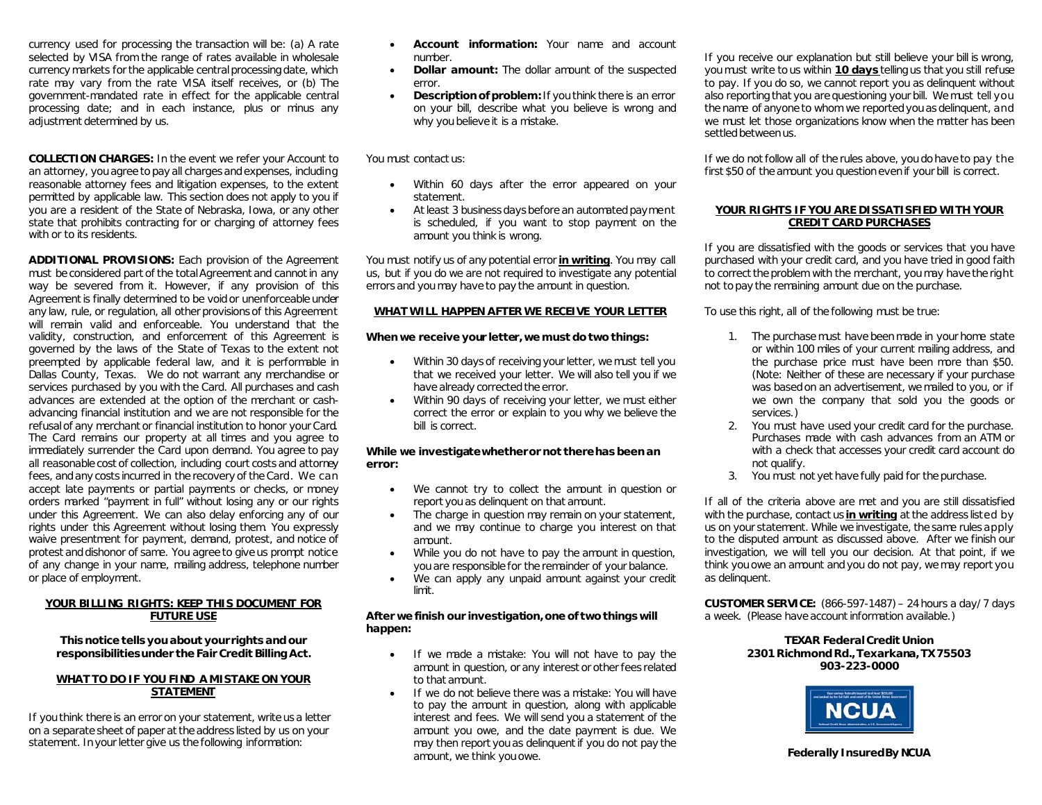currency used for processing the transaction will be: (a) A rate selected by VISA from the range of rates available in wholesale currency markets for the applicable central processing date, which rate may vary from the rate VISA itself receives, or (b) The government-mandated rate in effect for the applicable central processing date; and in each instance, plus or minus any adjustment determined by us.

**COLLECTION CHARGES:** In the event we refer your Account to an attorney, you agree to pay all charges and expenses, including reasonable attorney fees and litigation expenses, to the extent permitted by applicable law. This section does not apply to you if you are a resident of the State of Nebraska, Iowa, or any other state that prohibits contracting for or charging of attorney fees with or to its residents.

**ADDITIONAL PROVISIONS:** Each provision of the Agreement must be considered part of the total Agreement and cannot in any way be severed from it. However, if any provision of this Agreement is finally determined to be void or unenforceable under any law, rule, or regulation, all other provisions of this Agreement will remain valid and enforceable. You understand that the validity, construction, and enforcement of this Agreement is governed by the laws of the State of Texas to the extent not preempted by applicable federal law, and it is performable in Dallas County, Texas. We do not warrant any merchandise or services purchased by you with the Card. All purchases and cash advances are extended at the option of the merchant or cash-advancing financial institution and we are not responsible for the refusal of any merchant or financial institution to honor your Card. The Card remains our property at all times and you agree to immediately surrender the Card upon demand. You agree to pay all reasonable cost of collection, including court costs and attorney fees, and any costs incurred in the recovery of the Card. We can accept late payments or partial payments or checks, or money orders marked "payment in full" without losing any or our rights under this Agreement. We can also delay enforcing any of our rights under this Agreement without losing them. You expressly waive presentment for payment, demand, protest, and notice of protest and dishonor of same. You agree to give us prompt notice of any change in your name, mailing address, telephone number or place of employment.

## YOUR BILLING RIGHTS: KEEP THIS DOCUMENT FOR FUTURE USE

**This notice tells you about your rights and our responsibilities under the Fair Credit Billing Act.**

### WHAT TO DO IF YOU FIND A MISTAKE ON YOUR STATEMENT

If you think there is an error on your statement, write us a letter on a separate sheet of paper at the address listed by us on your statement. In your letter give us the following information:

- **Account information:** Your name and account number.
- **Dollar amount:** The dollar amount of the suspected error.
- **Description of problem:** If you think there is an error on your bill, describe what you believe is wrong and why you believe it is a mistake.

You must contact us:

- Within 60 days after the error appeared on your statement.
- At least 3 business days before an automated payment is scheduled, if you want to stop payment on the amount you think is wrong.

You must notify us of any potential error **in writing**. You may call us, but if you do we are not required to investigate any potential errors and you may have to pay the amount in question.

### WHAT WILL HAPPEN AFTER WE RECEIVE YOUR LETTER

**When we receive your letter, we must do two things:**

- Within 30 days of receiving your letter, we must tell you that we received your letter. We will also tell you if we have already corrected the error.
- Within 90 days of receiving your letter, we must either correct the error or explain to you why we believe the bill is correct.

**While we investigate whether or not there has been an error:**

- We cannot try to collect the amount in question or report you as delinquent on that amount.
- The charge in question may remain on your statement, and we may continue to charge you interest on that amount.
- While you do not have to pay the amount in question, you are responsible for the remainder of your balance.
- We can apply any unpaid amount against your credit limit.

**After we finish our investigation, one of two things will happen:**

- If we made a mistake: You will not have to pay the amount in question, or any interest or other fees related to that amount.
- If we do not believe there was a mistake: You will have to pay the amount in question, along with applicable interest and fees. We will send you a statement of the amount you owe, and the date payment is due. We may then report you as delinquent if you do not pay the amount, we think you owe.

If you receive our explanation but still believe your bill is wrong, you must write to us within **10 days** telling us that you still refuse to pay. If you do so, we cannot report you as delinquent without also reporting that you are questioning your bill. We must tell you the name of anyone to whom we reported you as delinquent, and we must let those organizations know when the matter has been settled between us.

If we do not follow all of the rules above, you do have to pay the first $50 of the amount you question even if your bill is correct.

### YOUR RIGHTS IF YOU ARE DISSATISFIED WITH YOUR CREDIT CARD PURCHASES

If you are dissatisfied with the goods or services that you have purchased with your credit card, and you have tried in good faith to correct the problem with the merchant, you may have the right not to pay the remaining amount due on the purchase.

To use this right, all of the following must be true:

1. The purchase must have been made in your home state or within 100 miles of your current mailing address, and the purchase price must have been more than $50. (Note: Neither of these are necessary if your purchase was based on an advertisement, we mailed to you, or if we own the company that sold you the goods or services.)
2. You must have used your credit card for the purchase. Purchases made with cash advances from an ATM or with a check that accesses your credit card account do not qualify.
3. You must not yet have fully paid for the purchase.

If all of the criteria above are met and you are still dissatisfied with the purchase, contact us **in writing** at the address listed by us on your statement. While we investigate, the same rules apply to the disputed amount as discussed above. After we finish our investigation, we will tell you our decision. At that point, if we think you owe an amount and you do not pay, we may report you as delinquent.

**CUSTOMER SERVICE:** (866-597-1487) – 24 hours a day/ 7 days a week. (Please have account information available.)

**TEXAR Federal Credit Union**
**2301 Richmond Rd., Texarkana, TX 75503**
**903-223-0000**

**Federally Insured By NCUA**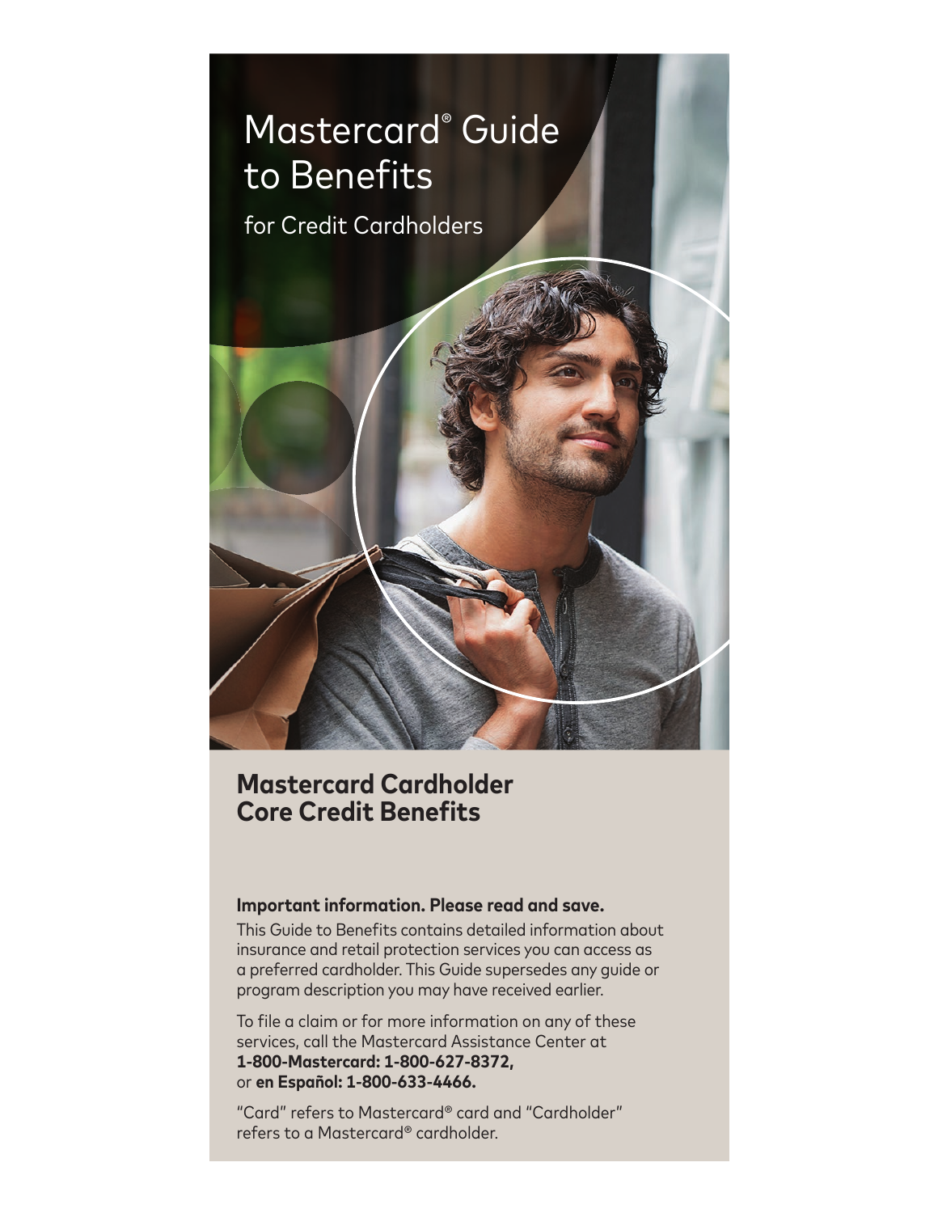# Mastercard® Guide to Benefits

for Credit Cardholders

## Mastercard Cardholder Core Credit Benefits

**Important information. Please read and save.**

This Guide to Benefits contains detailed information about insurance and retail protection services you can access as a preferred cardholder. This Guide supersedes any guide or program description you may have received earlier.

To file a claim or for more information on any of these services, call the Mastercard Assistance Center at **1-800-Mastercard: 1-800-627-8372,** or **en Español: 1-800-633-4466.**

"Card" refers to Mastercard® card and "Cardholder" refers to a Mastercard® cardholder.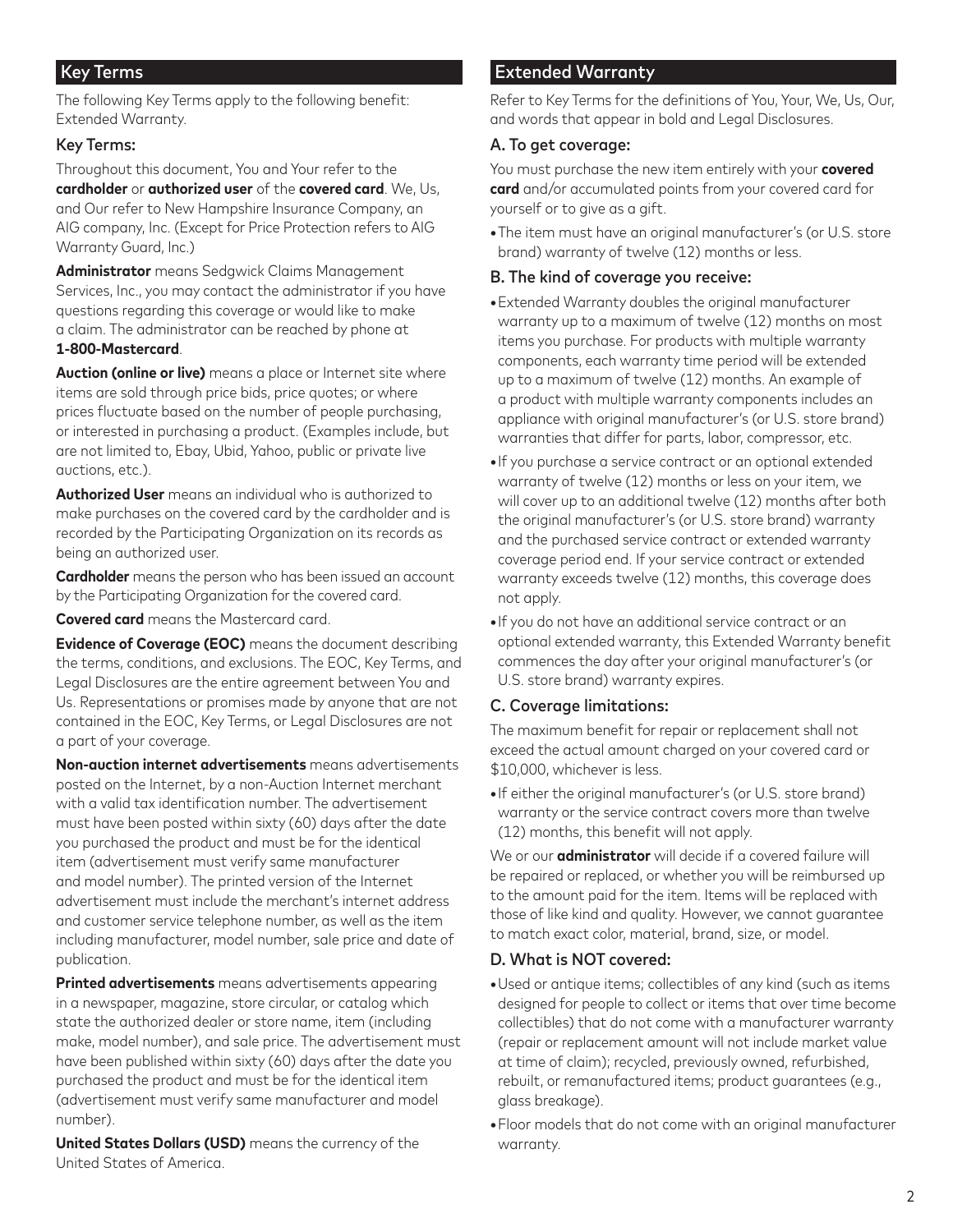## Key Terms

The following Key Terms apply to the following benefit: Extended Warranty.

### Key Terms:

Throughout this document, You and Your refer to the **cardholder** or **authorized user** of the **covered card**. We, Us, and Our refer to New Hampshire Insurance Company, an AIG company, Inc. (Except for Price Protection refers to AIG Warranty Guard, Inc.)

**Administrator** means Sedgwick Claims Management Services, Inc., you may contact the administrator if you have questions regarding this coverage or would like to make a claim. The administrator can be reached by phone at **1-800-Mastercard**.

**Auction (online or live)** means a place or Internet site where items are sold through price bids, price quotes; or where prices fluctuate based on the number of people purchasing, or interested in purchasing a product. (Examples include, but are not limited to, Ebay, Ubid, Yahoo, public or private live auctions, etc.).

**Authorized User** means an individual who is authorized to make purchases on the covered card by the cardholder and is recorded by the Participating Organization on its records as being an authorized user.

**Cardholder** means the person who has been issued an account by the Participating Organization for the covered card.

**Covered card** means the Mastercard card.

**Evidence of Coverage (EOC)** means the document describing the terms, conditions, and exclusions. The EOC, Key Terms, and Legal Disclosures are the entire agreement between You and Us. Representations or promises made by anyone that are not contained in the EOC, Key Terms, or Legal Disclosures are not a part of your coverage.

**Non-auction internet advertisements** means advertisements posted on the Internet, by a non-Auction Internet merchant with a valid tax identification number. The advertisement must have been posted within sixty (60) days after the date you purchased the product and must be for the identical item (advertisement must verify same manufacturer and model number). The printed version of the Internet advertisement must include the merchant's internet address and customer service telephone number, as well as the item including manufacturer, model number, sale price and date of publication.

**Printed advertisements** means advertisements appearing in a newspaper, magazine, store circular, or catalog which state the authorized dealer or store name, item (including make, model number), and sale price. The advertisement must have been published within sixty (60) days after the date you purchased the product and must be for the identical item (advertisement must verify same manufacturer and model number).

**United States Dollars (USD)** means the currency of the United States of America.

## Extended Warranty

Refer to Key Terms for the definitions of You, Your, We, Us, Our, and words that appear in bold and Legal Disclosures.

### A. To get coverage:

You must purchase the new item entirely with your **covered card** and/or accumulated points from your covered card for yourself or to give as a gift.

- The item must have an original manufacturer's (or U.S. store brand) warranty of twelve (12) months or less.

### B. The kind of coverage you receive:

- Extended Warranty doubles the original manufacturer warranty up to a maximum of twelve (12) months on most items you purchase. For products with multiple warranty components, each warranty time period will be extended up to a maximum of twelve (12) months. An example of a product with multiple warranty components includes an appliance with original manufacturer's (or U.S. store brand) warranties that differ for parts, labor, compressor, etc.
- If you purchase a service contract or an optional extended warranty of twelve (12) months or less on your item, we will cover up to an additional twelve (12) months after both the original manufacturer's (or U.S. store brand) warranty and the purchased service contract or extended warranty coverage period end. If your service contract or extended warranty exceeds twelve (12) months, this coverage does not apply.
- If you do not have an additional service contract or an optional extended warranty, this Extended Warranty benefit commences the day after your original manufacturer's (or U.S. store brand) warranty expires.

### C. Coverage limitations:

The maximum benefit for repair or replacement shall not exceed the actual amount charged on your covered card or $10,000, whichever is less.

- If either the original manufacturer's (or U.S. store brand) warranty or the service contract covers more than twelve (12) months, this benefit will not apply.

We or our **administrator** will decide if a covered failure will be repaired or replaced, or whether you will be reimbursed up to the amount paid for the item. Items will be replaced with those of like kind and quality. However, we cannot guarantee to match exact color, material, brand, size, or model.

### D. What is NOT covered:

- Used or antique items; collectibles of any kind (such as items designed for people to collect or items that over time become collectibles) that do not come with a manufacturer warranty (repair or replacement amount will not include market value at time of claim); recycled, previously owned, refurbished, rebuilt, or remanufactured items; product guarantees (e.g., glass breakage).
- Floor models that do not come with an original manufacturer warranty.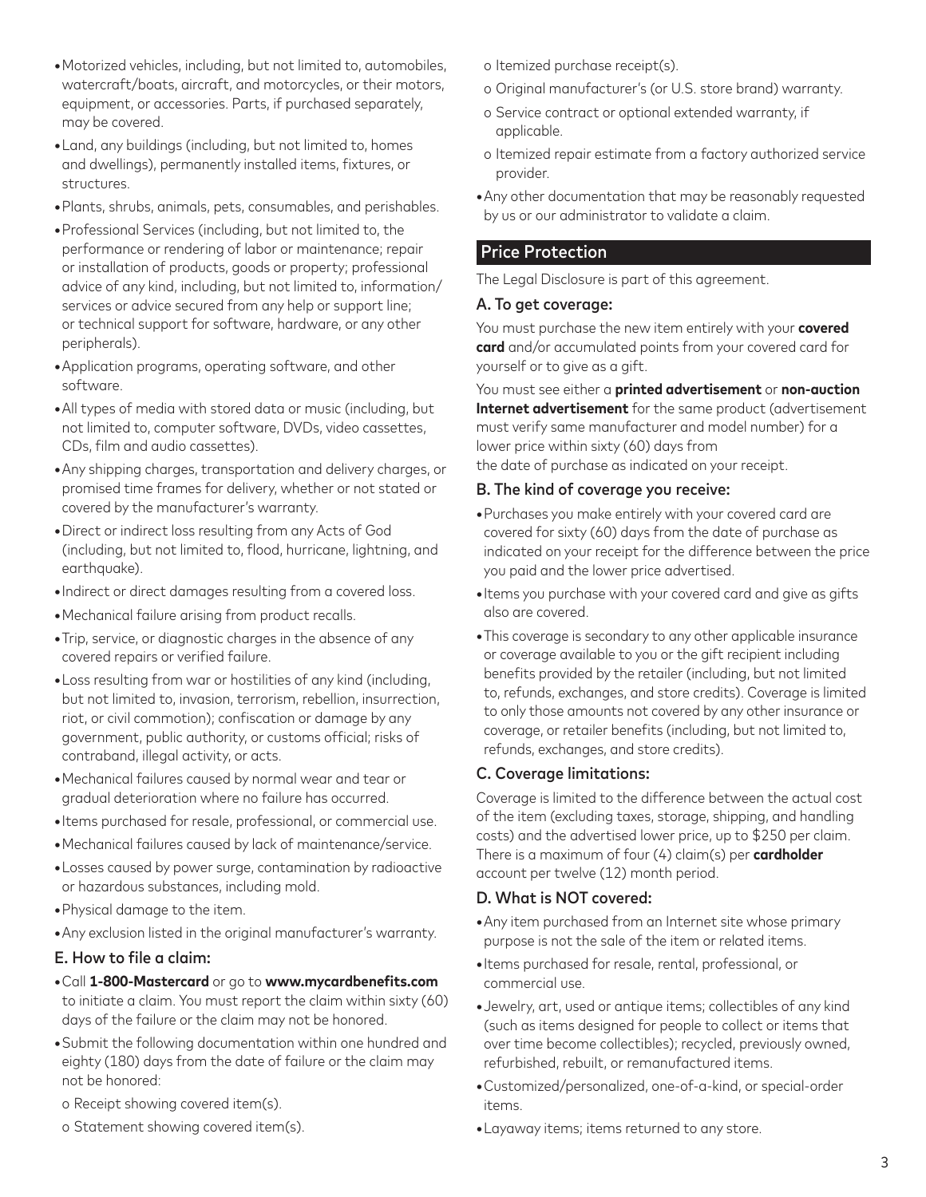- Motorized vehicles, including, but not limited to, automobiles, watercraft/boats, aircraft, and motorcycles, or their motors, equipment, or accessories. Parts, if purchased separately, may be covered.
- Land, any buildings (including, but not limited to, homes and dwellings), permanently installed items, fixtures, or structures.
- Plants, shrubs, animals, pets, consumables, and perishables.
- Professional Services (including, but not limited to, the performance or rendering of labor or maintenance; repair or installation of products, goods or property; professional advice of any kind, including, but not limited to, information/services or advice secured from any help or support line; or technical support for software, hardware, or any other peripherals).
- Application programs, operating software, and other software.
- All types of media with stored data or music (including, but not limited to, computer software, DVDs, video cassettes, CDs, film and audio cassettes).
- Any shipping charges, transportation and delivery charges, or promised time frames for delivery, whether or not stated or covered by the manufacturer's warranty.
- Direct or indirect loss resulting from any Acts of God (including, but not limited to, flood, hurricane, lightning, and earthquake).
- Indirect or direct damages resulting from a covered loss.
- Mechanical failure arising from product recalls.
- Trip, service, or diagnostic charges in the absence of any covered repairs or verified failure.
- Loss resulting from war or hostilities of any kind (including, but not limited to, invasion, terrorism, rebellion, insurrection, riot, or civil commotion); confiscation or damage by any government, public authority, or customs official; risks of contraband, illegal activity, or acts.
- Mechanical failures caused by normal wear and tear or gradual deterioration where no failure has occurred.
- Items purchased for resale, professional, or commercial use.
- Mechanical failures caused by lack of maintenance/service.
- Losses caused by power surge, contamination by radioactive or hazardous substances, including mold.
- Physical damage to the item.
- Any exclusion listed in the original manufacturer's warranty.

### E. How to file a claim:

- Call **1-800-Mastercard** or go to **www.mycardbenefits.com** to initiate a claim. You must report the claim within sixty (60) days of the failure or the claim may not be honored.
- Submit the following documentation within one hundred and eighty (180) days from the date of failure or the claim may not be honored:
  - Receipt showing covered item(s).
  - Statement showing covered item(s).
  - Itemized purchase receipt(s).
  - Original manufacturer's (or U.S. store brand) warranty.
  - Service contract or optional extended warranty, if applicable.
  - Itemized repair estimate from a factory authorized service provider.
- Any other documentation that may be reasonably requested by us or our administrator to validate a claim.

## Price Protection

The Legal Disclosure is part of this agreement.

### A. To get coverage:

You must purchase the new item entirely with your **covered card** and/or accumulated points from your covered card for yourself or to give as a gift.

You must see either a **printed advertisement** or **non-auction Internet advertisement** for the same product (advertisement must verify same manufacturer and model number) for a lower price within sixty (60) days from the date of purchase as indicated on your receipt.

### B. The kind of coverage you receive:

- Purchases you make entirely with your covered card are covered for sixty (60) days from the date of purchase as indicated on your receipt for the difference between the price you paid and the lower price advertised.
- Items you purchase with your covered card and give as gifts also are covered.
- This coverage is secondary to any other applicable insurance or coverage available to you or the gift recipient including benefits provided by the retailer (including, but not limited to, refunds, exchanges, and store credits). Coverage is limited to only those amounts not covered by any other insurance or coverage, or retailer benefits (including, but not limited to, refunds, exchanges, and store credits).

### C. Coverage limitations:

Coverage is limited to the difference between the actual cost of the item (excluding taxes, storage, shipping, and handling costs) and the advertised lower price, up to $250 per claim. There is a maximum of four (4) claim(s) per **cardholder** account per twelve (12) month period.

### D. What is NOT covered:

- Any item purchased from an Internet site whose primary purpose is not the sale of the item or related items.
- Items purchased for resale, rental, professional, or commercial use.
- Jewelry, art, used or antique items; collectibles of any kind (such as items designed for people to collect or items that over time become collectibles); recycled, previously owned, refurbished, rebuilt, or remanufactured items.
- Customized/personalized, one-of-a-kind, or special-order items.
- Layaway items; items returned to any store.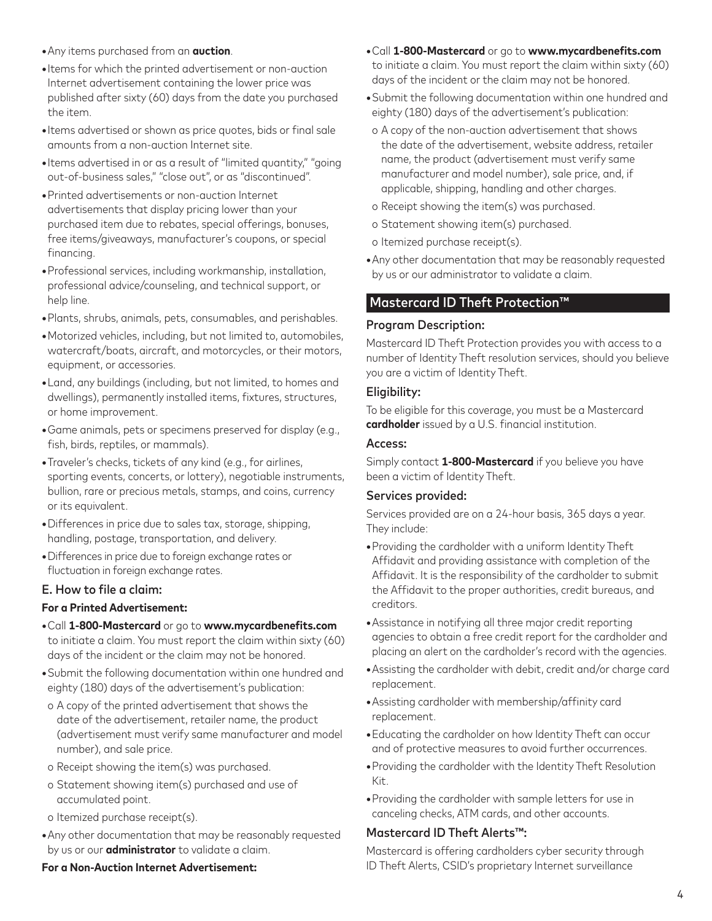- Any items purchased from an **auction**.
- Items for which the printed advertisement or non-auction Internet advertisement containing the lower price was published after sixty (60) days from the date you purchased the item.
- Items advertised or shown as price quotes, bids or final sale amounts from a non-auction Internet site.
- Items advertised in or as a result of "limited quantity," "going out-of-business sales," "close out", or as "discontinued".
- Printed advertisements or non-auction Internet advertisements that display pricing lower than your purchased item due to rebates, special offerings, bonuses, free items/giveaways, manufacturer's coupons, or special financing.
- Professional services, including workmanship, installation, professional advice/counseling, and technical support, or help line.
- Plants, shrubs, animals, pets, consumables, and perishables.
- Motorized vehicles, including, but not limited to, automobiles, watercraft/boats, aircraft, and motorcycles, or their motors, equipment, or accessories.
- Land, any buildings (including, but not limited, to homes and dwellings), permanently installed items, fixtures, structures, or home improvement.
- Game animals, pets or specimens preserved for display (e.g., fish, birds, reptiles, or mammals).
- Traveler's checks, tickets of any kind (e.g., for airlines, sporting events, concerts, or lottery), negotiable instruments, bullion, rare or precious metals, stamps, and coins, currency or its equivalent.
- Differences in price due to sales tax, storage, shipping, handling, postage, transportation, and delivery.
- Differences in price due to foreign exchange rates or fluctuation in foreign exchange rates.

### E. How to file a claim:

**For a Printed Advertisement:**

- Call **1-800-Mastercard** or go to **www.mycardbenefits.com** to initiate a claim. You must report the claim within sixty (60) days of the incident or the claim may not be honored.
- Submit the following documentation within one hundred and eighty (180) days of the advertisement's publication:
  - A copy of the printed advertisement that shows the date of the advertisement, retailer name, the product (advertisement must verify same manufacturer and model number), and sale price.
  - Receipt showing the item(s) was purchased.
  - Statement showing item(s) purchased and use of accumulated point.
  - Itemized purchase receipt(s).
- Any other documentation that may be reasonably requested by us or our **administrator** to validate a claim.

**For a Non-Auction Internet Advertisement:**

- Call **1-800-Mastercard** or go to **www.mycardbenefits.com** to initiate a claim. You must report the claim within sixty (60) days of the incident or the claim may not be honored.
- Submit the following documentation within one hundred and eighty (180) days of the advertisement's publication:
  - A copy of the non-auction advertisement that shows the date of the advertisement, website address, retailer name, the product (advertisement must verify same manufacturer and model number), sale price, and, if applicable, shipping, handling and other charges.
  - Receipt showing the item(s) was purchased.
  - Statement showing item(s) purchased.
  - Itemized purchase receipt(s).
- Any other documentation that may be reasonably requested by us or our administrator to validate a claim.

## Mastercard ID Theft Protection™

### Program Description:

Mastercard ID Theft Protection provides you with access to a number of Identity Theft resolution services, should you believe you are a victim of Identity Theft.

### Eligibility:

To be eligible for this coverage, you must be a Mastercard **cardholder** issued by a U.S. financial institution.

### Access:

Simply contact **1-800-Mastercard** if you believe you have been a victim of Identity Theft.

### Services provided:

Services provided are on a 24-hour basis, 365 days a year. They include:

- Providing the cardholder with a uniform Identity Theft Affidavit and providing assistance with completion of the Affidavit. It is the responsibility of the cardholder to submit the Affidavit to the proper authorities, credit bureaus, and creditors.
- Assistance in notifying all three major credit reporting agencies to obtain a free credit report for the cardholder and placing an alert on the cardholder's record with the agencies.
- Assisting the cardholder with debit, credit and/or charge card replacement.
- Assisting cardholder with membership/affinity card replacement.
- Educating the cardholder on how Identity Theft can occur and of protective measures to avoid further occurrences.
- Providing the cardholder with the Identity Theft Resolution Kit.
- Providing the cardholder with sample letters for use in canceling checks, ATM cards, and other accounts.

### Mastercard ID Theft Alerts™:

Mastercard is offering cardholders cyber security through ID Theft Alerts, CSID's proprietary Internet surveillance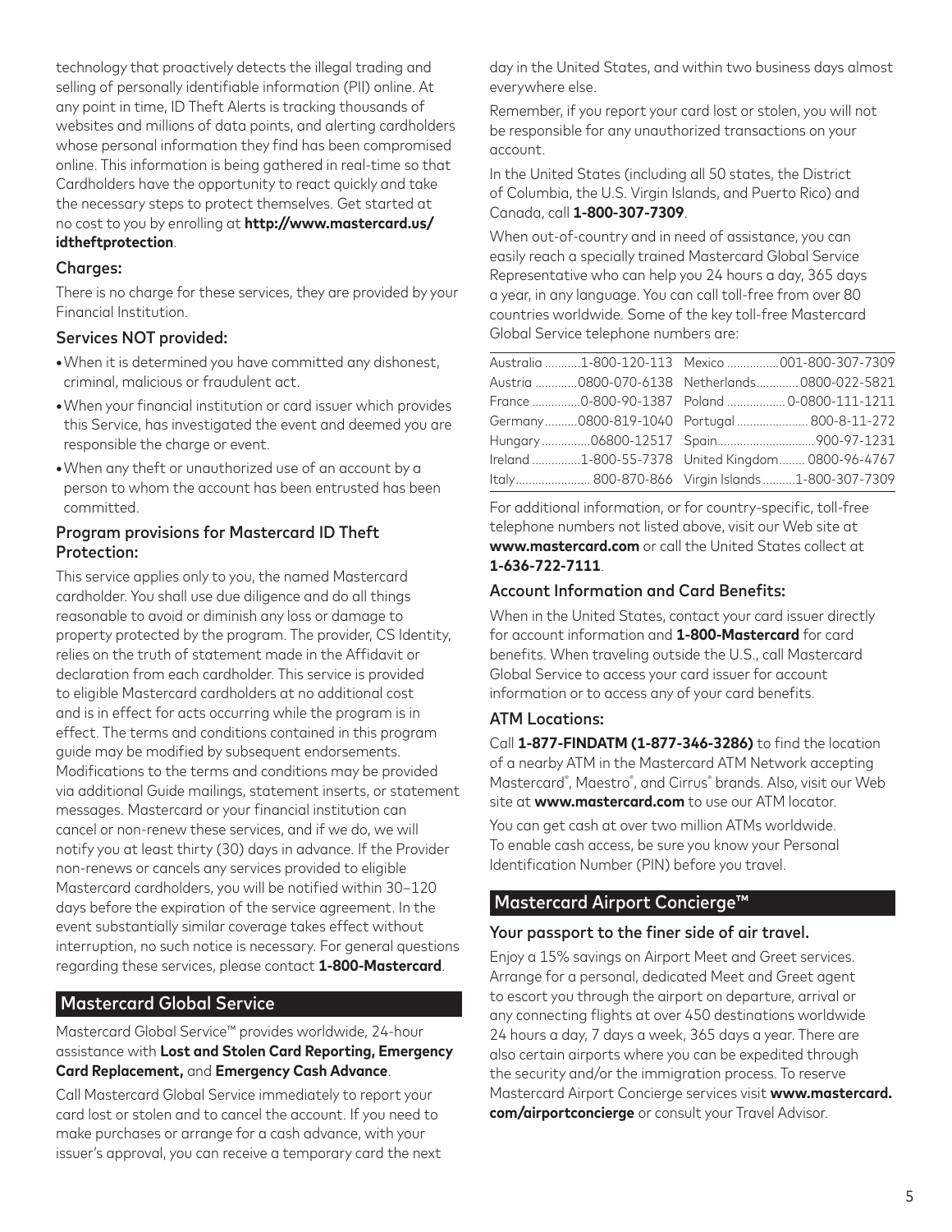technology that proactively detects the illegal trading and selling of personally identifiable information (PII) online. At any point in time, ID Theft Alerts is tracking thousands of websites and millions of data points, and alerting cardholders whose personal information they find has been compromised online. This information is being gathered in real-time so that Cardholders have the opportunity to react quickly and take the necessary steps to protect themselves. Get started at no cost to you by enrolling at **http://www.mastercard.us/idtheftprotection**.

### Charges:

There is no charge for these services, they are provided by your Financial Institution.

### Services NOT provided:

- When it is determined you have committed any dishonest, criminal, malicious or fraudulent act.
- When your financial institution or card issuer which provides this Service, has investigated the event and deemed you are responsible the charge or event.
- When any theft or unauthorized use of an account by a person to whom the account has been entrusted has been committed.

### Program provisions for Mastercard ID Theft Protection:

This service applies only to you, the named Mastercard cardholder. You shall use due diligence and do all things reasonable to avoid or diminish any loss or damage to property protected by the program. The provider, CS Identity, relies on the truth of statement made in the Affidavit or declaration from each cardholder. This service is provided to eligible Mastercard cardholders at no additional cost and is in effect for acts occurring while the program is in effect. The terms and conditions contained in this program guide may be modified by subsequent endorsements. Modifications to the terms and conditions may be provided via additional Guide mailings, statement inserts, or statement messages. Mastercard or your financial institution can cancel or non-renew these services, and if we do, we will notify you at least thirty (30) days in advance. If the Provider non-renews or cancels any services provided to eligible Mastercard cardholders, you will be notified within 30–120 days before the expiration of the service agreement. In the event substantially similar coverage takes effect without interruption, no such notice is necessary. For general questions regarding these services, please contact **1-800-Mastercard**.

## Mastercard Global Service

Mastercard Global Service™ provides worldwide, 24-hour assistance with **Lost and Stolen Card Reporting, Emergency Card Replacement,** and **Emergency Cash Advance**.

Call Mastercard Global Service immediately to report your card lost or stolen and to cancel the account. If you need to make purchases or arrange for a cash advance, with your issuer's approval, you can receive a temporary card the next day in the United States, and within two business days almost everywhere else.

Remember, if you report your card lost or stolen, you will not be responsible for any unauthorized transactions on your account.

In the United States (including all 50 states, the District of Columbia, the U.S. Virgin Islands, and Puerto Rico) and Canada, call **1-800-307-7309**.

When out-of-country and in need of assistance, you can easily reach a specially trained Mastercard Global Service Representative who can help you 24 hours a day, 365 days a year, in any language. You can call toll-free from over 80 countries worldwide. Some of the key toll-free Mastercard Global Service telephone numbers are:

| Country | Number | Country | Number |
|---|---|---|---|
| Australia | 1-800-120-113 | Mexico | 001-800-307-7309 |
| Austria | 0800-070-6138 | Netherlands | 0800-022-5821 |
| France | 0-800-90-1387 | Poland | 0-0800-111-1211 |
| Germany | 0800-819-1040 | Portugal | 800-8-11-272 |
| Hungary | 06800-12517 | Spain | 900-97-1231 |
| Ireland | 1-800-55-7378 | United Kingdom | 0800-96-4767 |
| Italy | 800-870-866 | Virgin Islands | 1-800-307-7309 |

For additional information, or for country-specific, toll-free telephone numbers not listed above, visit our Web site at **www.mastercard.com** or call the United States collect at **1-636-722-7111**.

### Account Information and Card Benefits:

When in the United States, contact your card issuer directly for account information and **1-800-Mastercard** for card benefits. When traveling outside the U.S., call Mastercard Global Service to access your card issuer for account information or to access any of your card benefits.

### ATM Locations:

Call **1-877-FINDATM (1-877-346-3286)** to find the location of a nearby ATM in the Mastercard ATM Network accepting Mastercard®, Maestro®, and Cirrus® brands. Also, visit our Web site at **www.mastercard.com** to use our ATM locator.

You can get cash at over two million ATMs worldwide. To enable cash access, be sure you know your Personal Identification Number (PIN) before you travel.

## Mastercard Airport Concierge™

### Your passport to the finer side of air travel.

Enjoy a 15% savings on Airport Meet and Greet services. Arrange for a personal, dedicated Meet and Greet agent to escort you through the airport on departure, arrival or any connecting flights at over 450 destinations worldwide 24 hours a day, 7 days a week, 365 days a year. There are also certain airports where you can be expedited through the security and/or the immigration process. To reserve Mastercard Airport Concierge services visit **www.mastercard.com/airportconcierge** or consult your Travel Advisor.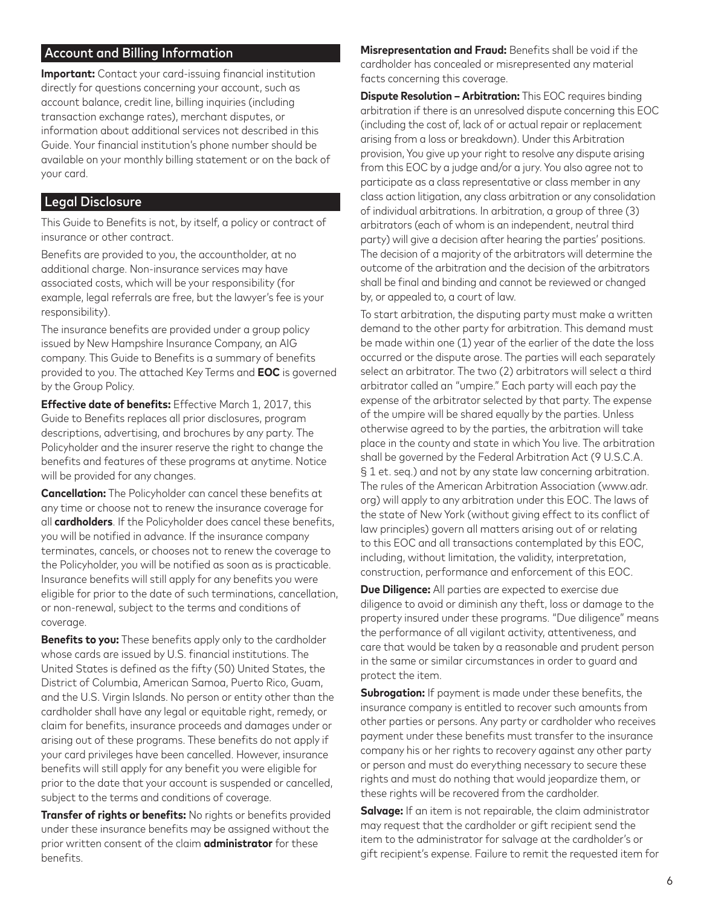## Account and Billing Information

**Important:** Contact your card-issuing financial institution directly for questions concerning your account, such as account balance, credit line, billing inquiries (including transaction exchange rates), merchant disputes, or information about additional services not described in this Guide. Your financial institution's phone number should be available on your monthly billing statement or on the back of your card.

## Legal Disclosure

This Guide to Benefits is not, by itself, a policy or contract of insurance or other contract.

Benefits are provided to you, the accountholder, at no additional charge. Non-insurance services may have associated costs, which will be your responsibility (for example, legal referrals are free, but the lawyer's fee is your responsibility).

The insurance benefits are provided under a group policy issued by New Hampshire Insurance Company, an AIG company. This Guide to Benefits is a summary of benefits provided to you. The attached Key Terms and **EOC** is governed by the Group Policy.

**Effective date of benefits:** Effective March 1, 2017, this Guide to Benefits replaces all prior disclosures, program descriptions, advertising, and brochures by any party. The Policyholder and the insurer reserve the right to change the benefits and features of these programs at anytime. Notice will be provided for any changes.

**Cancellation:** The Policyholder can cancel these benefits at any time or choose not to renew the insurance coverage for all **cardholders**. If the Policyholder does cancel these benefits, you will be notified in advance. If the insurance company terminates, cancels, or chooses not to renew the coverage to the Policyholder, you will be notified as soon as is practicable. Insurance benefits will still apply for any benefits you were eligible for prior to the date of such terminations, cancellation, or non-renewal, subject to the terms and conditions of coverage.

**Benefits to you:** These benefits apply only to the cardholder whose cards are issued by U.S. financial institutions. The United States is defined as the fifty (50) United States, the District of Columbia, American Samoa, Puerto Rico, Guam, and the U.S. Virgin Islands. No person or entity other than the cardholder shall have any legal or equitable right, remedy, or claim for benefits, insurance proceeds and damages under or arising out of these programs. These benefits do not apply if your card privileges have been cancelled. However, insurance benefits will still apply for any benefit you were eligible for prior to the date that your account is suspended or cancelled, subject to the terms and conditions of coverage.

**Transfer of rights or benefits:** No rights or benefits provided under these insurance benefits may be assigned without the prior written consent of the claim **administrator** for these benefits.

**Misrepresentation and Fraud:** Benefits shall be void if the cardholder has concealed or misrepresented any material facts concerning this coverage.

**Dispute Resolution – Arbitration:** This EOC requires binding arbitration if there is an unresolved dispute concerning this EOC (including the cost of, lack of or actual repair or replacement arising from a loss or breakdown). Under this Arbitration provision, You give up your right to resolve any dispute arising from this EOC by a judge and/or a jury. You also agree not to participate as a class representative or class member in any class action litigation, any class arbitration or any consolidation of individual arbitrations. In arbitration, a group of three (3) arbitrators (each of whom is an independent, neutral third party) will give a decision after hearing the parties' positions. The decision of a majority of the arbitrators will determine the outcome of the arbitration and the decision of the arbitrators shall be final and binding and cannot be reviewed or changed by, or appealed to, a court of law.

To start arbitration, the disputing party must make a written demand to the other party for arbitration. This demand must be made within one (1) year of the earlier of the date the loss occurred or the dispute arose. The parties will each separately select an arbitrator. The two (2) arbitrators will select a third arbitrator called an "umpire." Each party will each pay the expense of the arbitrator selected by that party. The expense of the umpire will be shared equally by the parties. Unless otherwise agreed to by the parties, the arbitration will take place in the county and state in which You live. The arbitration shall be governed by the Federal Arbitration Act (9 U.S.C.A. § 1 et. seq.) and not by any state law concerning arbitration. The rules of the American Arbitration Association (www.adr.org) will apply to any arbitration under this EOC. The laws of the state of New York (without giving effect to its conflict of law principles) govern all matters arising out of or relating to this EOC and all transactions contemplated by this EOC, including, without limitation, the validity, interpretation, construction, performance and enforcement of this EOC.

**Due Diligence:** All parties are expected to exercise due diligence to avoid or diminish any theft, loss or damage to the property insured under these programs. "Due diligence" means the performance of all vigilant activity, attentiveness, and care that would be taken by a reasonable and prudent person in the same or similar circumstances in order to guard and protect the item.

**Subrogation:** If payment is made under these benefits, the insurance company is entitled to recover such amounts from other parties or persons. Any party or cardholder who receives payment under these benefits must transfer to the insurance company his or her rights to recovery against any other party or person and must do everything necessary to secure these rights and must do nothing that would jeopardize them, or these rights will be recovered from the cardholder.

**Salvage:** If an item is not repairable, the claim administrator may request that the cardholder or gift recipient send the item to the administrator for salvage at the cardholder's or gift recipient's expense. Failure to remit the requested item for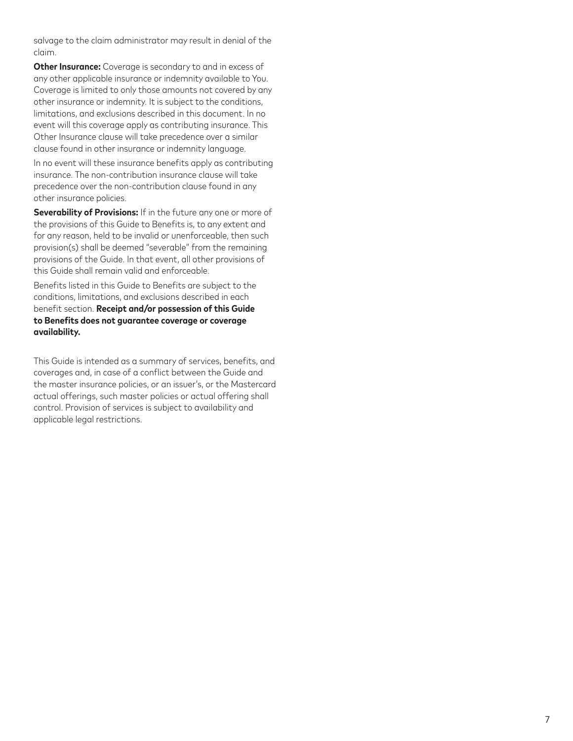salvage to the claim administrator may result in denial of the claim.

**Other Insurance:** Coverage is secondary to and in excess of any other applicable insurance or indemnity available to You. Coverage is limited to only those amounts not covered by any other insurance or indemnity. It is subject to the conditions, limitations, and exclusions described in this document. In no event will this coverage apply as contributing insurance. This Other Insurance clause will take precedence over a similar clause found in other insurance or indemnity language.

In no event will these insurance benefits apply as contributing insurance. The non-contribution insurance clause will take precedence over the non-contribution clause found in any other insurance policies.

**Severability of Provisions:** If in the future any one or more of the provisions of this Guide to Benefits is, to any extent and for any reason, held to be invalid or unenforceable, then such provision(s) shall be deemed "severable" from the remaining provisions of the Guide. In that event, all other provisions of this Guide shall remain valid and enforceable.

Benefits listed in this Guide to Benefits are subject to the conditions, limitations, and exclusions described in each benefit section. **Receipt and/or possession of this Guide to Benefits does not guarantee coverage or coverage availability.**

This Guide is intended as a summary of services, benefits, and coverages and, in case of a conflict between the Guide and the master insurance policies, or an issuer's, or the Mastercard actual offerings, such master policies or actual offering shall control. Provision of services is subject to availability and applicable legal restrictions.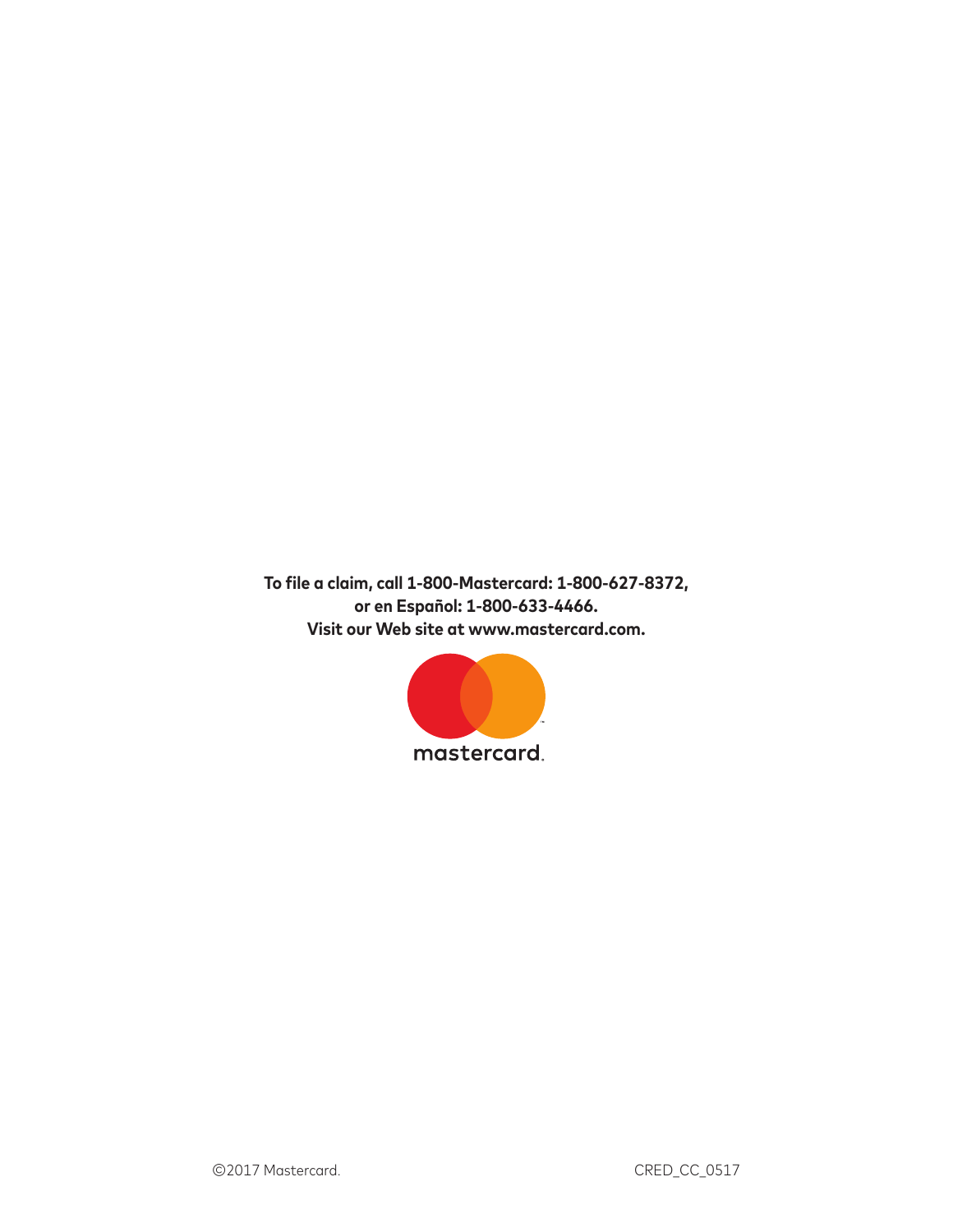**To file a claim, call 1-800-Mastercard: 1-800-627-8372,**
**or en Español: 1-800-633-4466.**
**Visit our Web site at www.mastercard.com.**

mastercard.

©2017 Mastercard.

CRED_CC_0517